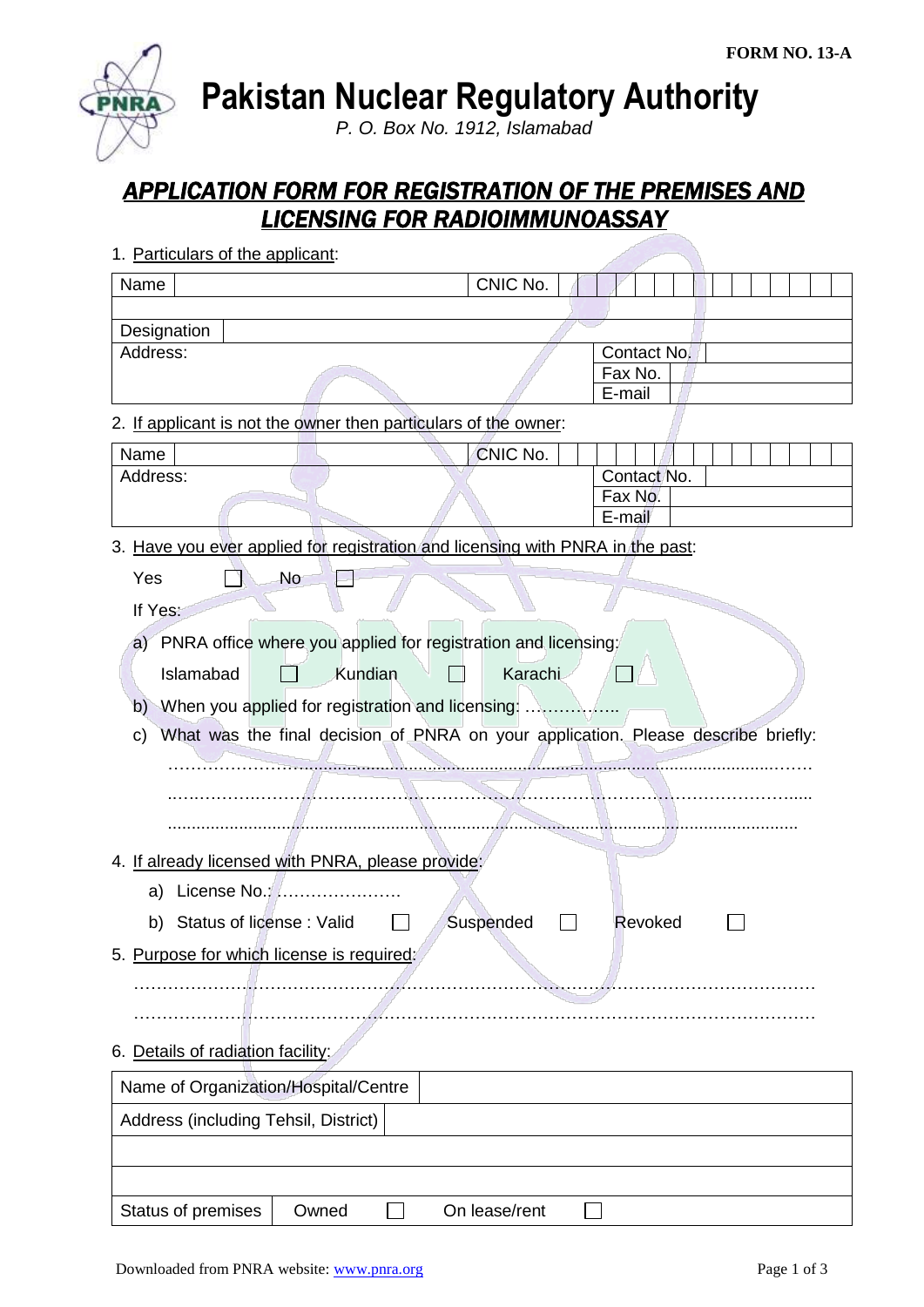FORM NO. 13-A

# Pakistan Nuclear Regulatory Authority

*P. O. Box No. 1912, Islamabad*

## APPLICATION FORM FOR REGISTRATION OF THE PREMISES AND LICENSING FOR RADIOIMMUNOASSAY

1. Particulars of the applicant:

| Name | | CNIC No. | |
|---|---|---|---|
| | | | |
| Designation | | | |
| Address: | | Contact No. | |
| | | Fax No. | |
| | | E-mail | |

2. If applicant is not the owner then particulars of the owner:

| Name | | CNIC No. | |
|---|---|---|---|
| Address: | | Contact No. | |
| | | Fax No. | |
| | | E-mail | |

3. Have you ever applied for registration and licensing with PNRA in the past:

   Yes ☐ No ☐

   If Yes:

   a) PNRA office where you applied for registration and licensing:

      Islamabad ☐ Kundian ☐ Karachi ☐

   b) When you applied for registration and licensing: ……………..

   c) What was the final decision of PNRA on your application. Please describe briefly:

   ……………………………………………………………………………………………………

   ……………………………………………………………………………………………………

   ……………………………………………………………………………………………………

4. If already licensed with PNRA, please provide:

   a) License No.: ………………….

   b) Status of license : Valid ☐ Suspended ☐ Revoked ☐

5. Purpose for which license is required:

   ……………………………………………………………………………………………………

   ……………………………………………………………………………………………………

6. Details of radiation facility:

| Name of Organization/Hospital/Centre | | | |
|---|---|---|---|
| Address (including Tehsil, District) | | | |
| | | | |
| | | | |
| Status of premises | Owned ☐ | On lease/rent ☐ | |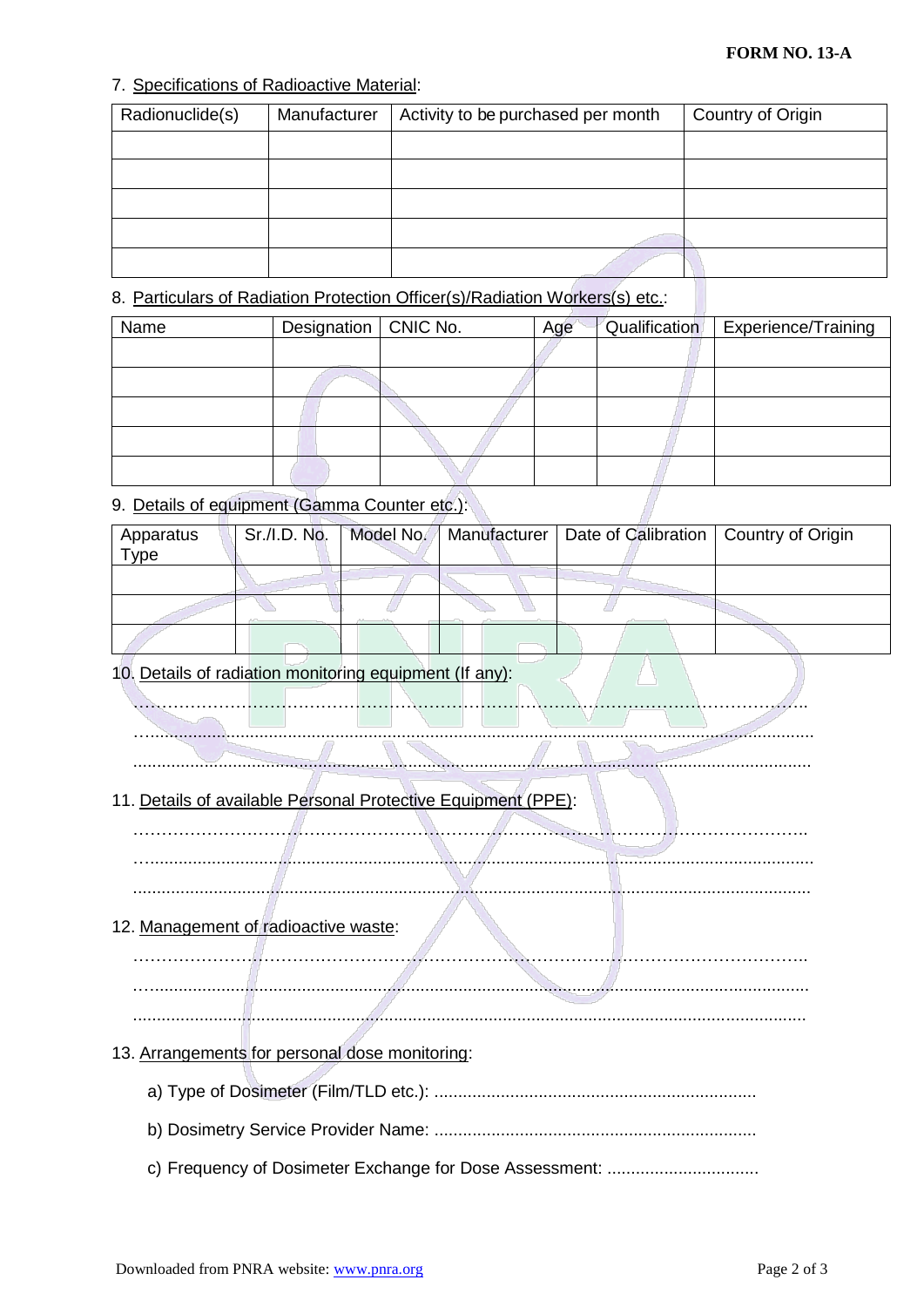FORM NO. 13-A

7. Specifications of Radioactive Material:

| Radionuclide(s) | Manufacturer | Activity to be purchased per month | Country of Origin |
|---|---|---|---|
| | | | |
| | | | |
| | | | |
| | | | |
| | | | |

8. Particulars of Radiation Protection Officer(s)/Radiation Workers(s) etc.:

| Name | Designation | CNIC No. | Age | Qualification | Experience/Training |
|---|---|---|---|---|---|
| | | | | | |
| | | | | | |
| | | | | | |
| | | | | | |
| | | | | | |

9. Details of equipment (Gamma Counter etc.):

| Apparatus Type | Sr./I.D. No. | Model No. | Manufacturer | Date of Calibration | Country of Origin |
|---|---|---|---|---|---|
| | | | | | |
| | | | | | |
| | | | | | |

10. Details of radiation monitoring equipment (If any):

……………………………………………………………………………………………………

……………………………………………………………………………………………………

……………………………………………………………………………………………………

11. Details of available Personal Protective Equipment (PPE):

……………………………………………………………………………………………………

……………………………………………………………………………………………………

……………………………………………………………………………………………………

12. Management of radioactive waste:

……………………………………………………………………………………………………

……………………………………………………………………………………………………

……………………………………………………………………………………………………

13. Arrangements for personal dose monitoring:

a) Type of Dosimeter (Film/TLD etc.): ....................................................................

b) Dosimetry Service Provider Name: ....................................................................

c) Frequency of Dosimeter Exchange for Dose Assessment: ................................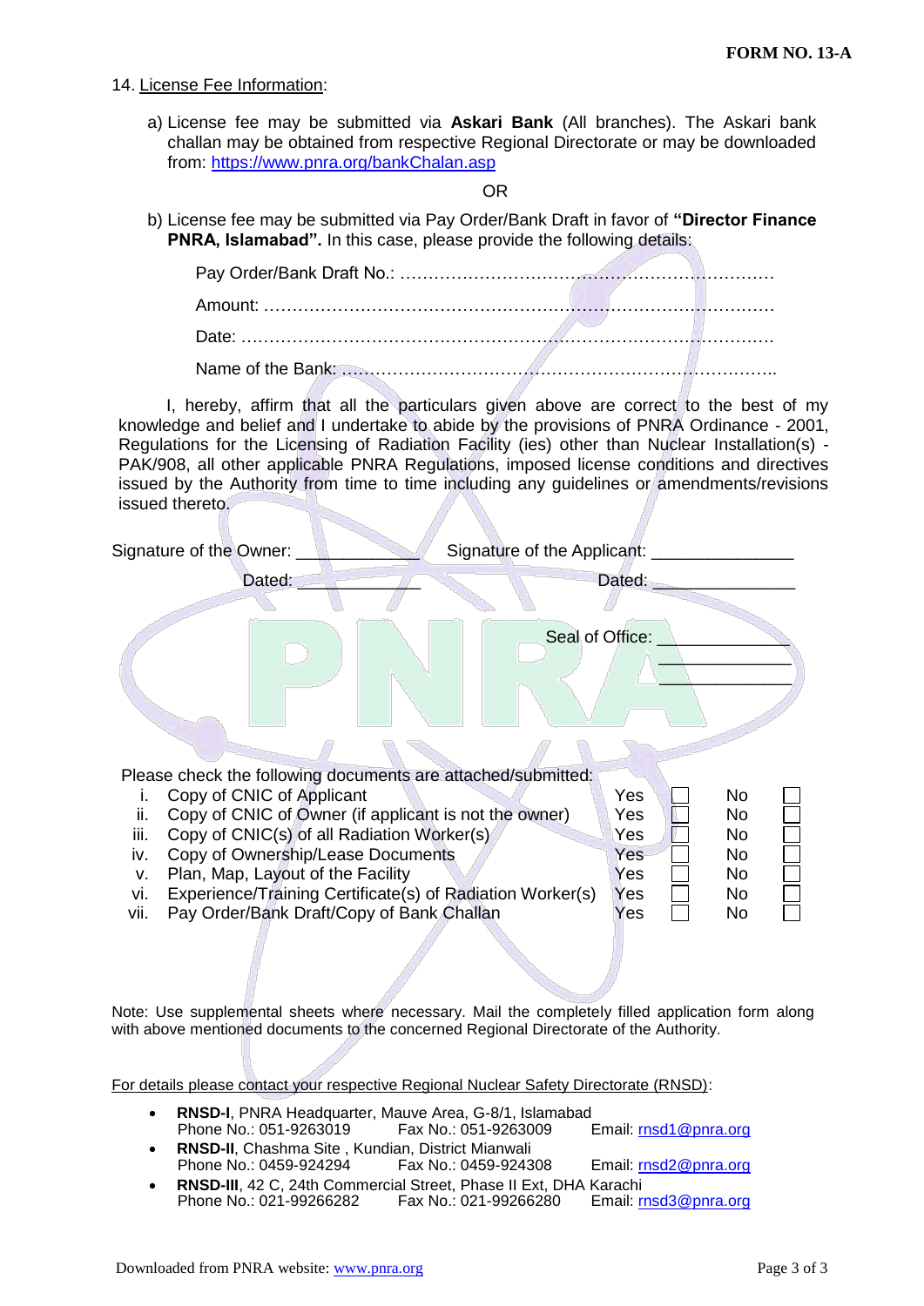14. License Fee Information:

a) License fee may be submitted via **Askari Bank** (All branches). The Askari bank challan may be obtained from respective Regional Directorate or may be downloaded from: https://www.pnra.org/bankChalan.asp

OR

b) License fee may be submitted via Pay Order/Bank Draft in favor of **"Director Finance PNRA, Islamabad".** In this case, please provide the following details:

Pay Order/Bank Draft No.: ……………………………………………………………

Amount: ………………………………………………………………………………

Date: …………………………………………………………………………………

Name of the Bank: ……………………………………………………………………..

I, hereby, affirm that all the particulars given above are correct to the best of my knowledge and belief and I undertake to abide by the provisions of PNRA Ordinance - 2001, Regulations for the Licensing of Radiation Facility (ies) other than Nuclear Installation(s) - PAK/908, all other applicable PNRA Regulations, imposed license conditions and directives issued by the Authority from time to time including any guidelines or amendments/revisions issued thereto.

Signature of the Owner: ____________ Signature of the Applicant: ______________

Dated: ____________ Dated: ______________

Seal of Office: ____________
____________
____________

Please check the following documents are attached/submitted:

| | | | | | |
|---|---|---|---|---|---|
| i. | Copy of CNIC of Applicant | Yes | ☐ | No | ☐ |
| ii. | Copy of CNIC of Owner (if applicant is not the owner) | Yes | ☐ | No | ☐ |
| iii. | Copy of CNIC(s) of all Radiation Worker(s) | Yes | ☐ | No | ☐ |
| iv. | Copy of Ownership/Lease Documents | Yes | ☐ | No | ☐ |
| v. | Plan, Map, Layout of the Facility | Yes | ☐ | No | ☐ |
| vi. | Experience/Training Certificate(s) of Radiation Worker(s) | Yes | ☐ | No | ☐ |
| vii. | Pay Order/Bank Draft/Copy of Bank Challan | Yes | ☐ | No | ☐ |

Note: Use supplemental sheets where necessary. Mail the completely filled application form along with above mentioned documents to the concerned Regional Directorate of the Authority.

For details please contact your respective Regional Nuclear Safety Directorate (RNSD):

- **RNSD-I**, PNRA Headquarter, Mauve Area, G-8/1, Islamabad
  Phone No.: 051-9263019 Fax No.: 051-9263009 Email: rnsd1@pnra.org
- **RNSD-II**, Chashma Site , Kundian, District Mianwali
  Phone No.: 0459-924294 Fax No.: 0459-924308 Email: rnsd2@pnra.org
- **RNSD-III**, 42 C, 24th Commercial Street, Phase II Ext, DHA Karachi
  Phone No.: 021-99266282 Fax No.: 021-99266280 Email: rnsd3@pnra.org